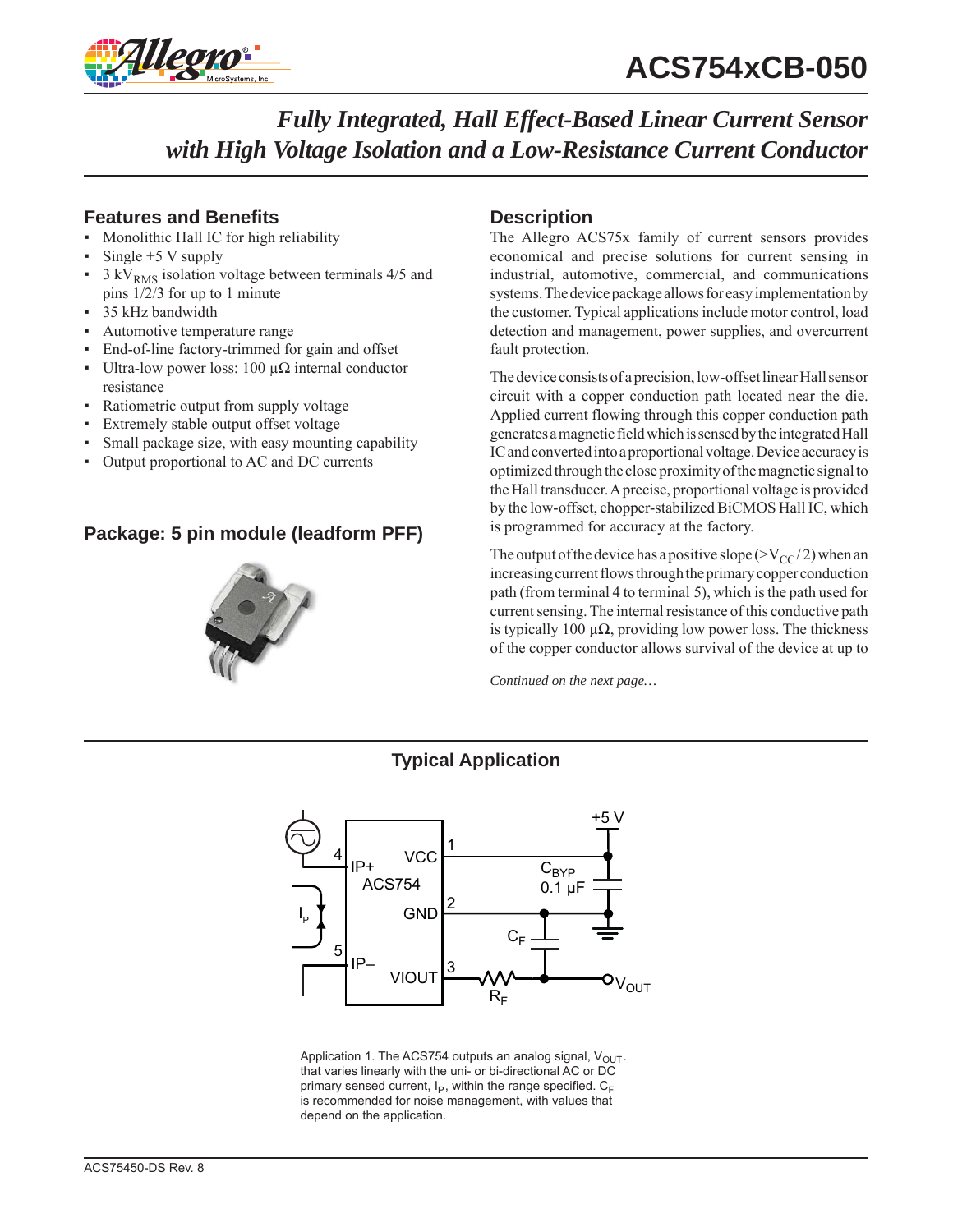# ACS754xCB-050

## *Fully Integrated, Hall Effect-Based Linear Current Sensor with High Voltage Isolation and a Low-Resistance Current Conductor*

### Features and Benefits

- Monolithic Hall IC for high reliability
- Single +5 V supply
- 3 $kV_{RMS}$ isolation voltage between terminals 4/5 and pins 1/2/3 for up to 1 minute
- 35 kHz bandwidth
- Automotive temperature range
- End-of-line factory-trimmed for gain and offset
- Ultra-low power loss: 100 μΩ internal conductor resistance
- Ratiometric output from supply voltage
- Extremely stable output offset voltage
- Small package size, with easy mounting capability
- Output proportional to AC and DC currents

### Package: 5 pin module (leadform PFF)

### Description

The Allegro ACS75x family of current sensors provides economical and precise solutions for current sensing in industrial, automotive, commercial, and communications systems. The device package allows for easy implementation by the customer. Typical applications include motor control, load detection and management, power supplies, and overcurrent fault protection.

The device consists of a precision, low-offset linear Hall sensor circuit with a copper conduction path located near the die. Applied current flowing through this copper conduction path generates a magnetic field which is sensed by the integrated Hall IC and converted into a proportional voltage. Device accuracy is optimized through the close proximity of the magnetic signal to the Hall transducer. A precise, proportional voltage is provided by the low-offset, chopper-stabilized BiCMOS Hall IC, which is programmed for accuracy at the factory.

The output of the device has a positive slope (>$V_{CC}$/ 2) when an increasing current flows through the primary copper conduction path (from terminal 4 to terminal 5), which is the path used for current sensing. The internal resistance of this conductive path is typically 100 μΩ, providing low power loss. The thickness of the copper conductor allows survival of the device at up to

*Continued on the next page…*

### Typical Application

Application 1. The ACS754 outputs an analog signal, $V_{OUT}$. that varies linearly with the uni- or bi-directional AC or DC primary sensed current, $I_P$, within the range specified. $C_F$ is recommended for noise management, with values that depend on the application.

ACS75450-DS Rev. 8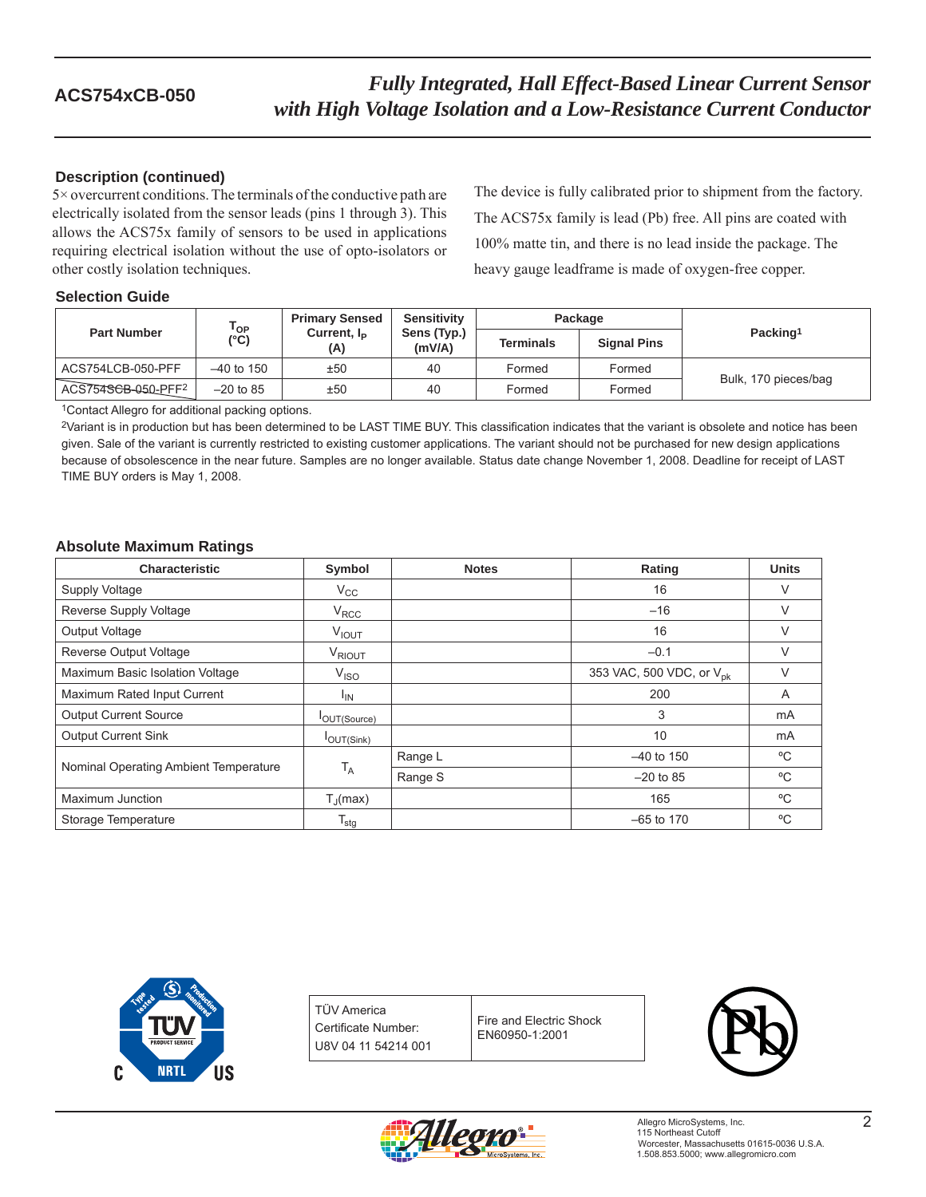## Description (continued)

5× overcurrent conditions. The terminals of the conductive path are electrically isolated from the sensor leads (pins 1 through 3). This allows the ACS75x family of sensors to be used in applications requiring electrical isolation without the use of opto-isolators or other costly isolation techniques.

The device is fully calibrated prior to shipment from the factory. The ACS75x family is lead (Pb) free. All pins are coated with 100% matte tin, and there is no lead inside the package. The heavy gauge leadframe is made of oxygen-free copper.

## Selection Guide

| Part Number | $T_{OP}$ (°C) | Primary Sensed Current, $I_P$ (A) | Sensitivity Sens (Typ.) (mV/A) | Package | | Packing[1] |
|---|---|---|---|---|---|---|
| | | | | Terminals | Signal Pins | |
| ACS754LCB-050-PFF | –40 to 150 | ±50 | 40 | Formed | Formed | Bulk, 170 pieces/bag |
| ~~ACS754SCB-050-PFF~~[2] | –20 to 85 | ±50 | 40 | Formed | Formed | |

[1]Contact Allegro for additional packing options.

[2]Variant is in production but has been determined to be LAST TIME BUY. This classification indicates that the variant is obsolete and notice has been given. Sale of the variant is currently restricted to existing customer applications. The variant should not be purchased for new design applications because of obsolescence in the near future. Samples are no longer available. Status date change November 1, 2008. Deadline for receipt of LAST TIME BUY orders is May 1, 2008.

## Absolute Maximum Ratings

| Characteristic | Symbol | Notes | Rating | Units |
|---|---|---|---|---|
| Supply Voltage | $V_{CC}$ | | 16 | V |
| Reverse Supply Voltage | $V_{RCC}$ | | –16 | V |
| Output Voltage | $V_{IOUT}$ | | 16 | V |
| Reverse Output Voltage | $V_{RIOUT}$ | | –0.1 | V |
| Maximum Basic Isolation Voltage | $V_{ISO}$ | | 353 VAC, 500 VDC, or $V_{pk}$ | V |
| Maximum Rated Input Current | $I_{IN}$ | | 200 | A |
| Output Current Source | $I_{OUT(Source)}$ | | 3 | mA |
| Output Current Sink | $I_{OUT(Sink)}$ | | 10 | mA |
| Nominal Operating Ambient Temperature | $T_A$ | Range L | –40 to 150 | ºC |
| | | Range S | –20 to 85 | ºC |
| Maximum Junction | $T_J$(max) | | 165 | ºC |
| Storage Temperature | $T_{stg}$ | | –65 to 170 | ºC |

| TÜV America Certificate Number: U8V 04 11 54214 001 | Fire and Electric Shock EN60950-1:2001 |
|---|---|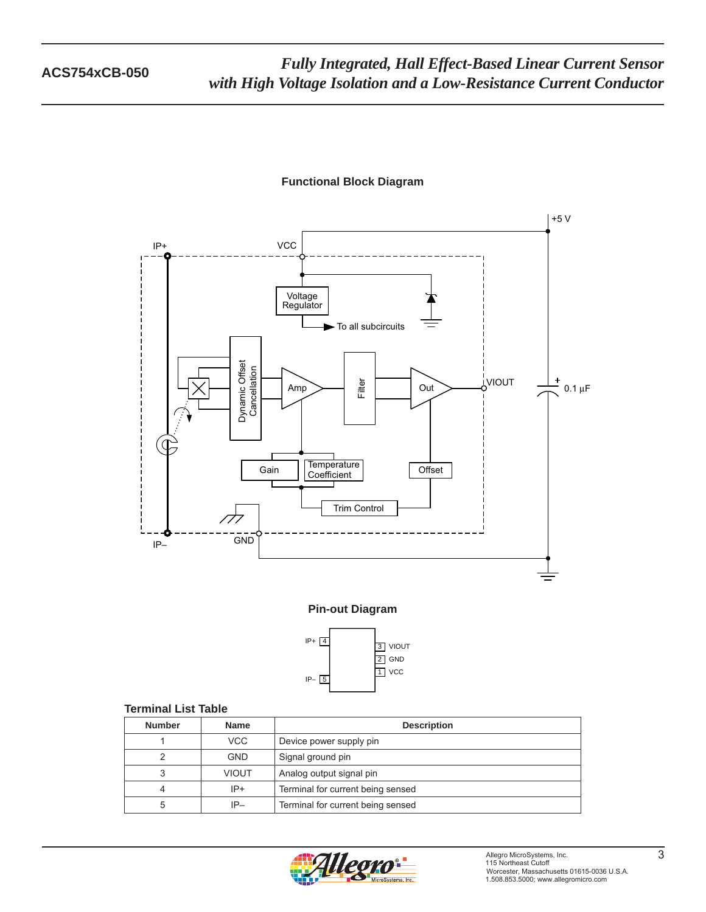## Functional Block Diagram

## Pin-out Diagram

### Terminal List Table

| Number | Name | Description |
|---|---|---|
| 1 | VCC | Device power supply pin |
| 2 | GND | Signal ground pin |
| 3 | VIOUT | Analog output signal pin |
| 4 | IP+ | Terminal for current being sensed |
| 5 | IP– | Terminal for current being sensed |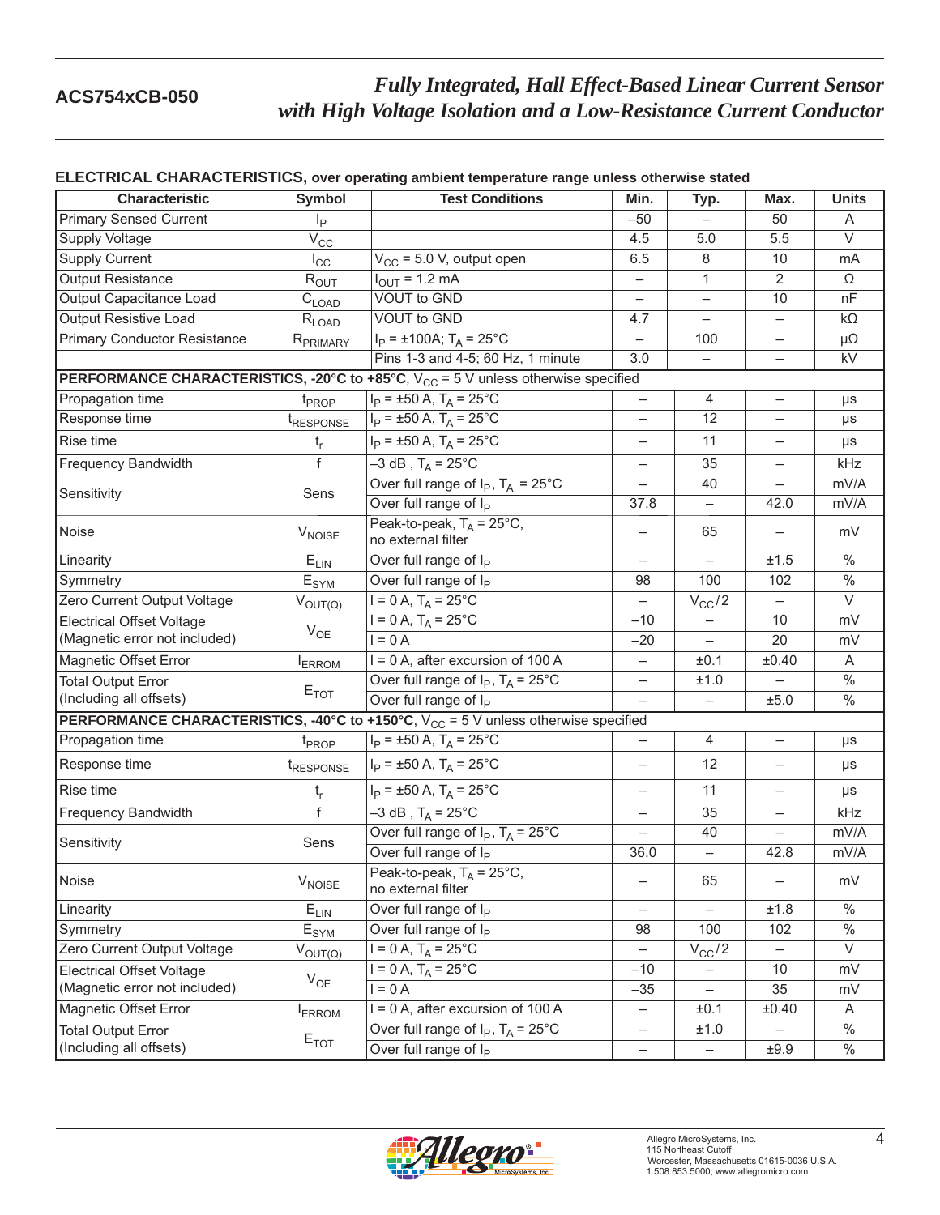## ELECTRICAL CHARACTERISTICS, over operating ambient temperature range unless otherwise stated

| Characteristic | Symbol | Test Conditions | Min. | Typ. | Max. | Units |
|---|---|---|---|---|---|---|
| Primary Sensed Current | $I_P$ | | –50 | – | 50 | A |
| Supply Voltage | $V_{CC}$ | | 4.5 | 5.0 | 5.5 | V |
| Supply Current | $I_{CC}$ | $V_{CC}$ = 5.0 V, output open | 6.5 | 8 | 10 | mA |
| Output Resistance | $R_{OUT}$ | $I_{OUT}$ = 1.2 mA | – | 1 | 2 | Ω |
| Output Capacitance Load | $C_{LOAD}$ | VOUT to GND | – | – | 10 | nF |
| Output Resistive Load | $R_{LOAD}$ | VOUT to GND | 4.7 | – | – | kΩ |
| Primary Conductor Resistance | $R_{PRIMARY}$ | $I_P$ = ±100A; $T_A$ = 25°C | – | 100 | – | μΩ |
| | | Pins 1-3 and 4-5; 60 Hz, 1 minute | 3.0 | – | – | kV |
| **PERFORMANCE CHARACTERISTICS, -20°C to +85°C**, $V_{CC}$ = 5 V unless otherwise specified | | | | | | |
| Propagation time | $t_{PROP}$ | $I_P$ = ±50 A, $T_A$ = 25°C | – | 4 | – | μs |
| Response time | $t_{RESPONSE}$ | $I_P$ = ±50 A, $T_A$ = 25°C | – | 12 | – | μs |
| Rise time | $t_r$ | $I_P$ = ±50 A, $T_A$ = 25°C | – | 11 | – | μs |
| Frequency Bandwidth | f | –3 dB , $T_A$ = 25°C | – | 35 | – | kHz |
| Sensitivity | Sens | Over full range of $I_P$, $T_A$ = 25°C | – | 40 | – | mV/A |
| | | Over full range of $I_P$ | 37.8 | – | 42.0 | mV/A |
| Noise | $V_{NOISE}$ | Peak-to-peak, $T_A$ = 25°C, no external filter | – | 65 | – | mV |
| Linearity | $E_{LIN}$ | Over full range of $I_P$ | – | – | ±1.5 | % |
| Symmetry | $E_{SYM}$ | Over full range of $I_P$ | 98 | 100 | 102 | % |
| Zero Current Output Voltage | $V_{OUT(Q)}$ | I = 0 A, $T_A$ = 25°C | – | $V_{CC}/2$ | – | V |
| Electrical Offset Voltage (Magnetic error not included) | $V_{OE}$ | I = 0 A, $T_A$ = 25°C | –10 | – | 10 | mV |
| | | I = 0 A | –20 | – | 20 | mV |
| Magnetic Offset Error | $I_{ERROM}$ | I = 0 A, after excursion of 100 A | – | ±0.1 | ±0.40 | A |
| Total Output Error (Including all offsets) | $E_{TOT}$ | Over full range of $I_P$, $T_A$ = 25°C | – | ±1.0 | – | % |
| | | Over full range of $I_P$ | – | – | ±5.0 | % |
| **PERFORMANCE CHARACTERISTICS, -40°C to +150°C**, $V_{CC}$ = 5 V unless otherwise specified | | | | | | |
| Propagation time | $t_{PROP}$ | $I_P$ = ±50 A, $T_A$ = 25°C | – | 4 | – | μs |
| Response time | $t_{RESPONSE}$ | $I_P$ = ±50 A, $T_A$ = 25°C | – | 12 | – | μs |
| Rise time | $t_r$ | $I_P$ = ±50 A, $T_A$ = 25°C | – | 11 | – | μs |
| Frequency Bandwidth | f | –3 dB , $T_A$ = 25°C | – | 35 | – | kHz |
| Sensitivity | Sens | Over full range of $I_P$, $T_A$ = 25°C | – | 40 | – | mV/A |
| | | Over full range of $I_P$ | 36.0 | – | 42.8 | mV/A |
| Noise | $V_{NOISE}$ | Peak-to-peak, $T_A$ = 25°C, no external filter | – | 65 | – | mV |
| Linearity | $E_{LIN}$ | Over full range of $I_P$ | – | – | ±1.8 | % |
| Symmetry | $E_{SYM}$ | Over full range of $I_P$ | 98 | 100 | 102 | % |
| Zero Current Output Voltage | $V_{OUT(Q)}$ | I = 0 A, $T_A$ = 25°C | – | $V_{CC}/2$ | – | V |
| Electrical Offset Voltage (Magnetic error not included) | $V_{OE}$ | I = 0 A, $T_A$ = 25°C | –10 | – | 10 | mV |
| | | I = 0 A | –35 | – | 35 | mV |
| Magnetic Offset Error | $I_{ERROM}$ | I = 0 A, after excursion of 100 A | – | ±0.1 | ±0.40 | A |
| Total Output Error (Including all offsets) | $E_{TOT}$ | Over full range of $I_P$, $T_A$ = 25°C | – | ±1.0 | – | % |
| | | Over full range of $I_P$ | – | – | ±9.9 | % |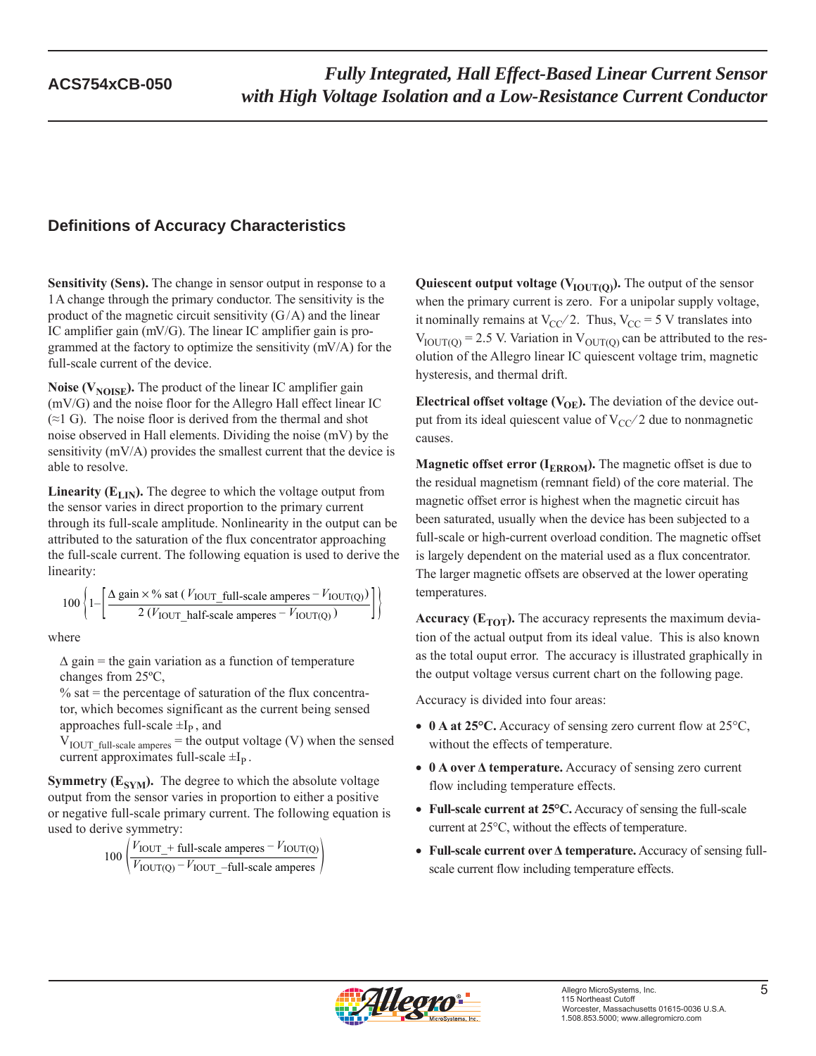## Definitions of Accuracy Characteristics

**Sensitivity (Sens).** The change in sensor output in response to a 1 A change through the primary conductor. The sensitivity is the product of the magnetic circuit sensitivity (G/A) and the linear IC amplifier gain (mV/G). The linear IC amplifier gain is programmed at the factory to optimize the sensitivity (mV/A) for the full-scale current of the device.

**Noise ($V_{NOISE}$).** The product of the linear IC amplifier gain (mV/G) and the noise floor for the Allegro Hall effect linear IC (≈1 G). The noise floor is derived from the thermal and shot noise observed in Hall elements. Dividing the noise (mV) by the sensitivity (mV/A) provides the smallest current that the device is able to resolve.

**Linearity ($E_{LIN}$).** The degree to which the voltage output from the sensor varies in direct proportion to the primary current through its full-scale amplitude. Nonlinearity in the output can be attributed to the saturation of the flux concentrator approaching the full-scale current. The following equation is used to derive the linearity:

$$100 \left\{ 1 - \left[ \frac{\Delta \text{ gain} \times \% \text{ sat } (V_{\text{IOUT\_full-scale amperes}} - V_{\text{IOUT(Q)}})}{2\,(V_{\text{IOUT\_half-scale amperes}} - V_{\text{IOUT(Q)}})} \right] \right\}$$

where

Δ gain = the gain variation as a function of temperature changes from 25ºC,

% sat = the percentage of saturation of the flux concentrator, which becomes significant as the current being sensed approaches full-scale $\pm I_P$, and

$V_{\text{IOUT\_full-scale amperes}}$ = the output voltage (V) when the sensed current approximates full-scale $\pm I_P$.

**Symmetry ($E_{SYM}$).** The degree to which the absolute voltage output from the sensor varies in proportion to either a positive or negative full-scale primary current. The following equation is used to derive symmetry:

$$100 \left( \frac{V_{\text{IOUT\_+ full-scale amperes}} - V_{\text{IOUT(Q)}}}{V_{\text{IOUT(Q)}} - V_{\text{IOUT\_–full-scale amperes}}} \right)$$

**Quiescent output voltage ($V_{IOUT(Q)}$).** The output of the sensor when the primary current is zero. For a unipolar supply voltage, it nominally remains at $V_{CC}/2$. Thus, $V_{CC}$ = 5 V translates into $V_{IOUT(Q)}$ = 2.5 V. Variation in $V_{OUT(Q)}$ can be attributed to the resolution of the Allegro linear IC quiescent voltage trim, magnetic hysteresis, and thermal drift.

**Electrical offset voltage ($V_{OE}$).** The deviation of the device output from its ideal quiescent value of $V_{CC}/2$ due to nonmagnetic causes.

**Magnetic offset error ($I_{ERROM}$).** The magnetic offset is due to the residual magnetism (remnant field) of the core material. The magnetic offset error is highest when the magnetic circuit has been saturated, usually when the device has been subjected to a full-scale or high-current overload condition. The magnetic offset is largely dependent on the material used as a flux concentrator. The larger magnetic offsets are observed at the lower operating temperatures.

**Accuracy ($E_{TOT}$).** The accuracy represents the maximum deviation of the actual output from its ideal value. This is also known as the total ouput error. The accuracy is illustrated graphically in the output voltage versus current chart on the following page.

Accuracy is divided into four areas:

- **0 A at 25°C.** Accuracy of sensing zero current flow at 25°C, without the effects of temperature.
- **0 A over Δ temperature.** Accuracy of sensing zero current flow including temperature effects.
- **Full-scale current at 25°C.** Accuracy of sensing the full-scale current at 25°C, without the effects of temperature.
- **Full-scale current over Δ temperature.** Accuracy of sensing full-scale current flow including temperature effects.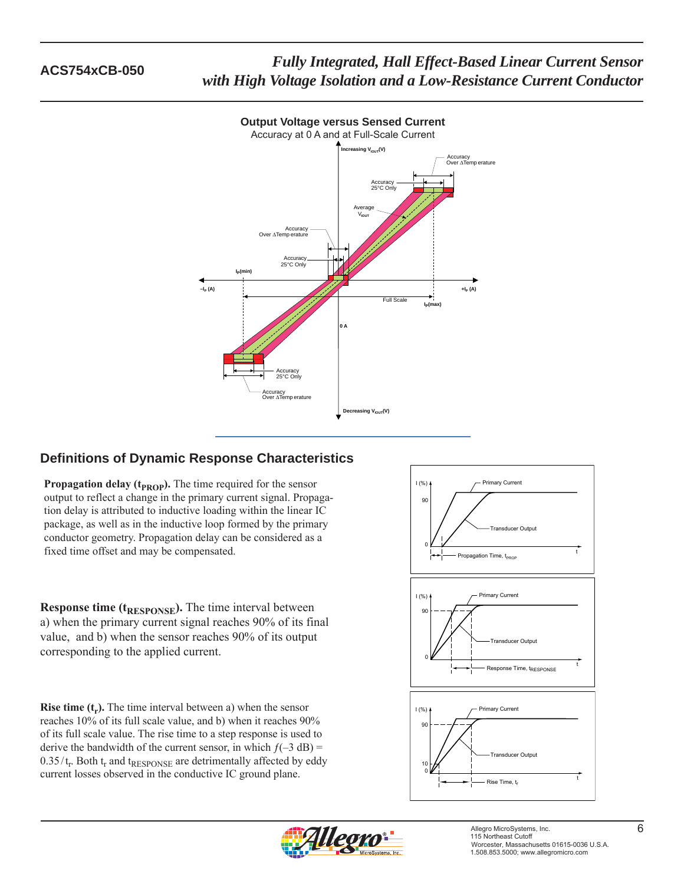**Output Voltage versus Sensed Current**

Accuracy at 0 A and at Full-Scale Current

## Definitions of Dynamic Response Characteristics

**Propagation delay ($t_{PROP}$).** The time required for the sensor output to reflect a change in the primary current signal. Propagation delay is attributed to inductive loading within the linear IC package, as well as in the inductive loop formed by the primary conductor geometry. Propagation delay can be considered as a fixed time offset and may be compensated.

**Response time ($t_{RESPONSE}$).** The time interval between a) when the primary current signal reaches 90% of its final value, and b) when the sensor reaches 90% of its output corresponding to the applied current.

**Rise time ($t_r$).** The time interval between a) when the sensor reaches 10% of its full scale value, and b) when it reaches 90% of its full scale value. The rise time to a step response is used to derive the bandwidth of the current sensor, in which $f(-3\text{ dB}) = 0.35/t_r$. Both $t_r$ and $t_{RESPONSE}$ are detrimentally affected by eddy current losses observed in the conductive IC ground plane.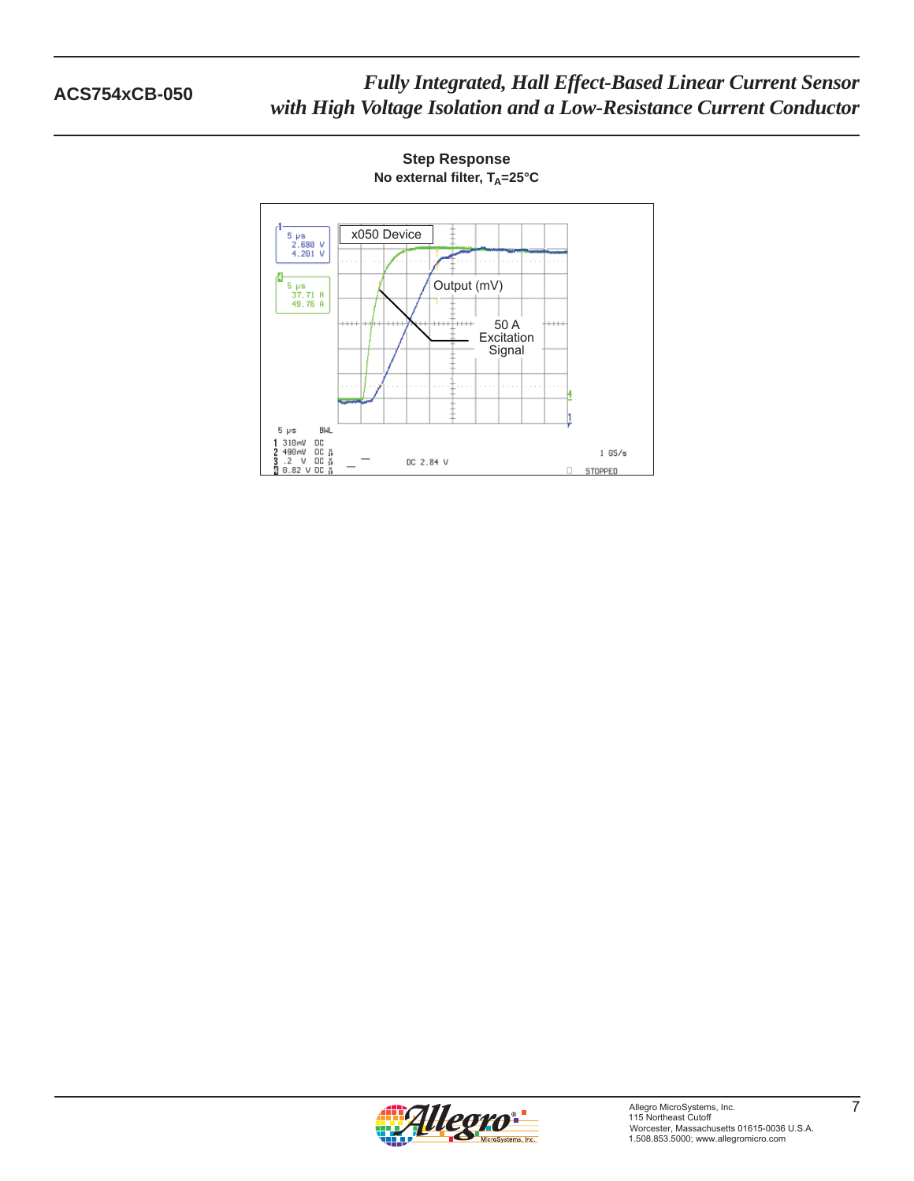**Step Response**
**No external filter, $T_A$=25°C**

x050 Device

Output (mV)

50 A Excitation Signal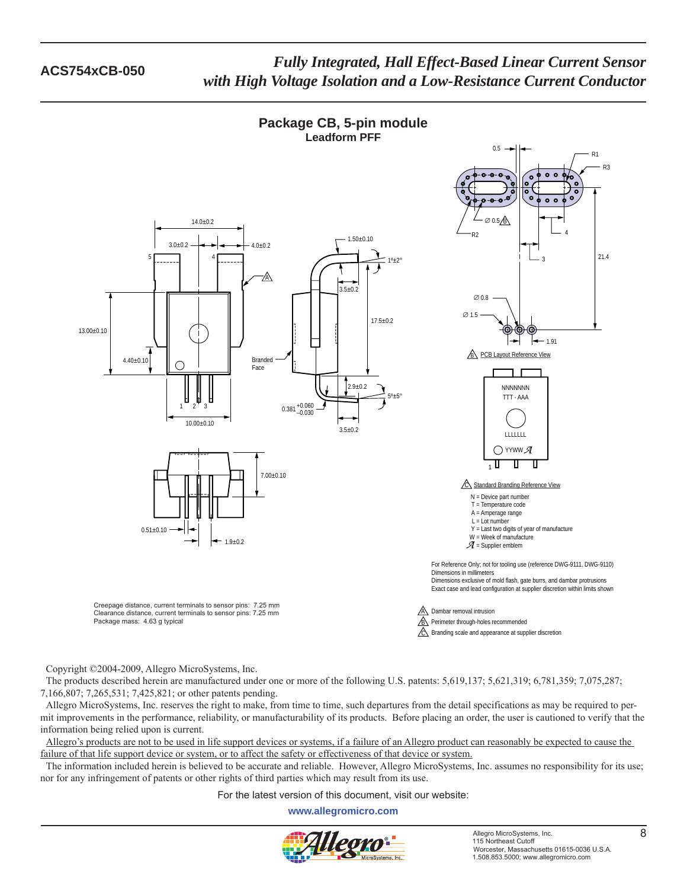## Package CB, 5-pin module

### Leadform PFF

14.0±0.2
3.0±0.2
4.0±0.2
5
4
A
13.00±0.10
4.40±0.10
1 2 3
10.00±0.10
Branded Face
1.50±0.10
1º±2°
3.5±0.2
17.5±0.2
2.9±0.2
5º±5°
0.381 +0.060 –0.030
3.5±0.2
7.00±0.10
0.51±0.10
1.9±0.2

0.5
R1
R3
R2
∅ 0.5 B
4
3
21.4
∅ 0.8
∅ 1.5
1.91

B PCB Layout Reference View

NNNNNNN
TTT - AAA
LLLLLLL
YYWW
1

C Standard Branding Reference View

N = Device part number
T = Temperature code
A = Amperage range
L = Lot number
Y = Last two digits of year of manufacture
W = Week of manufacture
= Supplier emblem

For Reference Only; not for tooling use (reference DWG-9111, DWG-9110)
Dimensions in millimeters
Dimensions exclusive of mold flash, gate burrs, and dambar protrusions
Exact case and lead configuration at supplier discretion within limits shown

Creepage distance, current terminals to sensor pins: 7.25 mm
Clearance distance, current terminals to sensor pins: 7.25 mm
Package mass: 4.63 g typical

A Dambar removal intrusion
B Perimeter through-holes recommended
C Branding scale and appearance at supplier discretion

Copyright ©2004-2009, Allegro MicroSystems, Inc.

The products described herein are manufactured under one or more of the following U.S. patents: 5,619,137; 5,621,319; 6,781,359; 7,075,287; 7,166,807; 7,265,531; 7,425,821; or other patents pending.

Allegro MicroSystems, Inc. reserves the right to make, from time to time, such departures from the detail specifications as may be required to permit improvements in the performance, reliability, or manufacturability of its products. Before placing an order, the user is cautioned to verify that the information being relied upon is current.

Allegro's products are not to be used in life support devices or systems, if a failure of an Allegro product can reasonably be expected to cause the failure of that life support device or system, or to affect the safety or effectiveness of that device or system.

The information included herein is believed to be accurate and reliable. However, Allegro MicroSystems, Inc. assumes no responsibility for its use; nor for any infringement of patents or other rights of third parties which may result from its use.

For the latest version of this document, visit our website:

**www.allegromicro.com**

Allegro MicroSystems, Inc.
115 Northeast Cutoff
Worcester, Massachusetts 01615-0036 U.S.A.
1.508.853.5000; www.allegromicro.com